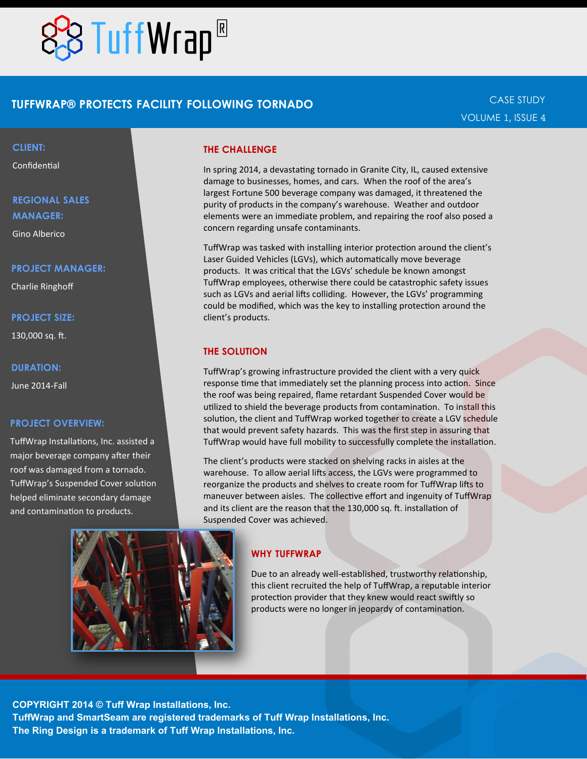# TuffWrap®

## TUFFWRAP® PROTECTS FACILITY FOLLOWING TORNADO

CASE STUDY
VOLUME 1, ISSUE 4

**CLIENT:**
Confidential

**REGIONAL SALES MANAGER:**
Gino Alberico

**PROJECT MANAGER:**
Charlie Ringhoff

**PROJECT SIZE:**
130,000 sq. ft.

**DURATION:**
June 2014-Fall

**PROJECT OVERVIEW:**
TuffWrap Installations, Inc. assisted a major beverage company after their roof was damaged from a tornado. TuffWrap's Suspended Cover solution helped eliminate secondary damage and contamination to products.

### THE CHALLENGE

In spring 2014, a devastating tornado in Granite City, IL, caused extensive damage to businesses, homes, and cars. When the roof of the area's largest Fortune 500 beverage company was damaged, it threatened the purity of products in the company's warehouse. Weather and outdoor elements were an immediate problem, and repairing the roof also posed a concern regarding unsafe contaminants.

TuffWrap was tasked with installing interior protection around the client's Laser Guided Vehicles (LGVs), which automatically move beverage products. It was critical that the LGVs' schedule be known amongst TuffWrap employees, otherwise there could be catastrophic safety issues such as LGVs and aerial lifts colliding. However, the LGVs' programming could be modified, which was the key to installing protection around the client's products.

### THE SOLUTION

TuffWrap's growing infrastructure provided the client with a very quick response time that immediately set the planning process into action. Since the roof was being repaired, flame retardant Suspended Cover would be utilized to shield the beverage products from contamination. To install this solution, the client and TuffWrap worked together to create a LGV schedule that would prevent safety hazards. This was the first step in assuring that TuffWrap would have full mobility to successfully complete the installation.

The client's products were stacked on shelving racks in aisles at the warehouse. To allow aerial lifts access, the LGVs were programmed to reorganize the products and shelves to create room for TuffWrap lifts to maneuver between aisles. The collective effort and ingenuity of TuffWrap and its client are the reason that the 130,000 sq. ft. installation of Suspended Cover was achieved.

### WHY TUFFWRAP

Due to an already well-established, trustworthy relationship, this client recruited the help of TuffWrap, a reputable interior protection provider that they knew would react swiftly so products were no longer in jeopardy of contamination.

**COPYRIGHT 2014 © Tuff Wrap Installations, Inc.**
**TuffWrap and SmartSeam are registered trademarks of Tuff Wrap Installations, Inc.**
**The Ring Design is a trademark of Tuff Wrap Installations, Inc.**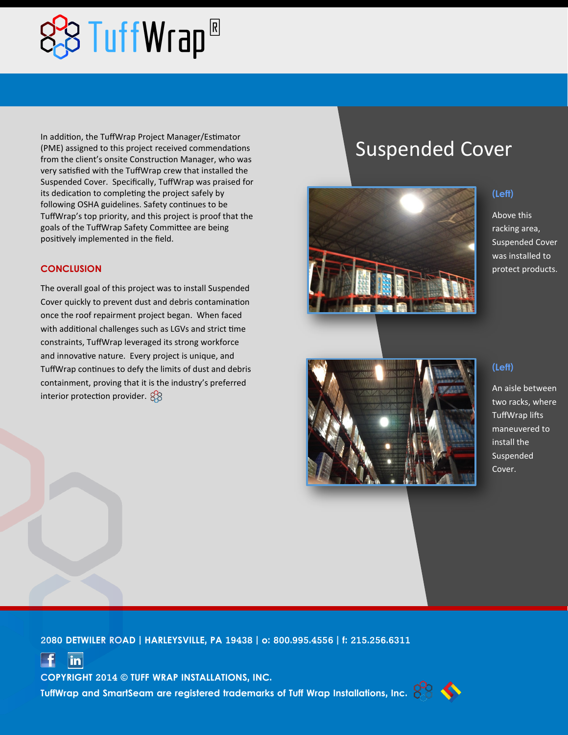In addition, the TuffWrap Project Manager/Estimator (PME) assigned to this project received commendations from the client's onsite Construction Manager, who was very satisfied with the TuffWrap crew that installed the Suspended Cover. Specifically, TuffWrap was praised for its dedication to completing the project safely by following OSHA guidelines. Safety continues to be TuffWrap's top priority, and this project is proof that the goals of the TuffWrap Safety Committee are being positively implemented in the field.

## CONCLUSION

The overall goal of this project was to install Suspended Cover quickly to prevent dust and debris contamination once the roof repairment project began. When faced with additional challenges such as LGVs and strict time constraints, TuffWrap leveraged its strong workforce and innovative nature. Every project is unique, and TuffWrap continues to defy the limits of dust and debris containment, proving that it is the industry's preferred interior protection provider.

# Suspended Cover

**(Left)**

Above this racking area, Suspended Cover was installed to protect products.

**(Left)**

An aisle between two racks, where TuffWrap lifts maneuvered to install the Suspended Cover.

**2080 DETWILER ROAD | HARLEYSVILLE, PA 19438 | o: 800.995.4556 | f: 215.256.6311**

**COPYRIGHT 2014 © TUFF WRAP INSTALLATIONS, INC.**

**TuffWrap and SmartSeam are registered trademarks of Tuff Wrap Installations, Inc.**